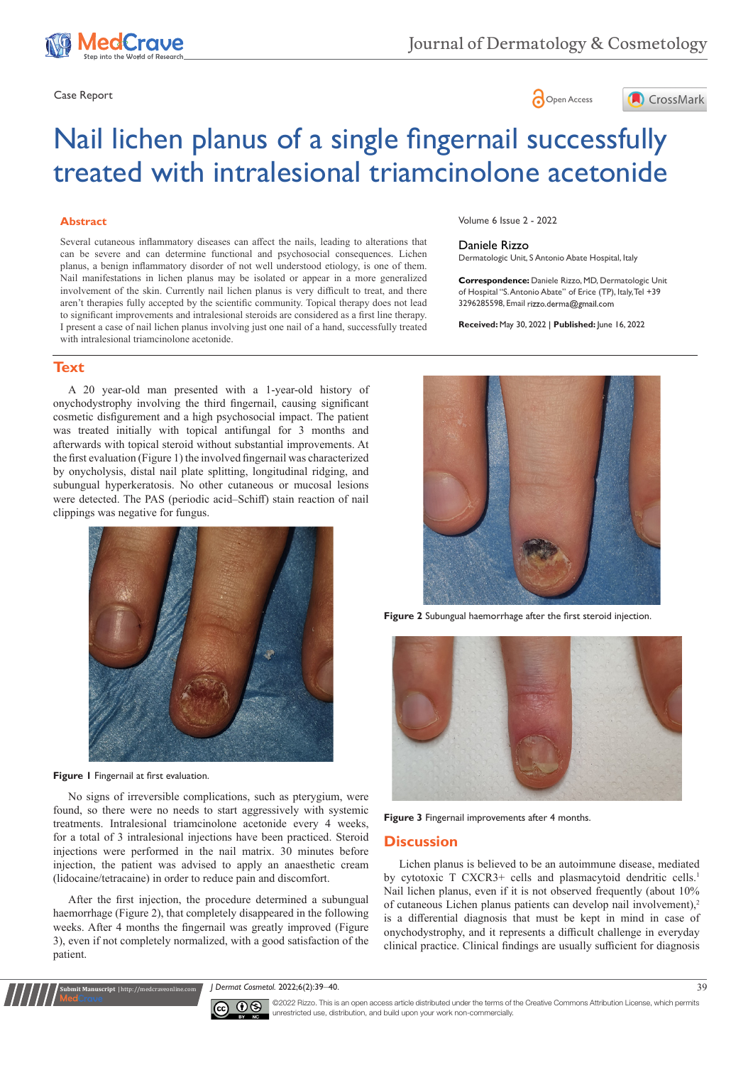Case Report

Open Access

# Nail lichen planus of a single fingernail successfully treated with intralesional triamcinolone acetonide

## Abstract

Several cutaneous inflammatory diseases can affect the nails, leading to alterations that can be severe and can determine functional and psychosocial consequences. Lichen planus, a benign inflammatory disorder of not well understood etiology, is one of them. Nail manifestations in lichen planus may be isolated or appear in a more generalized involvement of the skin. Currently nail lichen planus is very difficult to treat, and there aren't therapies fully accepted by the scientific community. Topical therapy does not lead to significant improvements and intralesional steroids are considered as a first line therapy. I present a case of nail lichen planus involving just one nail of a hand, successfully treated with intralesional triamcinolone acetonide.

Volume 6 Issue 2 - 2022

Daniele Rizzo

Dermatologic Unit, S Antonio Abate Hospital, Italy

**Correspondence:** Daniele Rizzo, MD, Dermatologic Unit of Hospital "S. Antonio Abate" of Erice (TP), Italy, Tel +39 3296285598, Email rizzo.derma@gmail.com

**Received:** May 30, 2022 | **Published:** June 16, 2022

## Text

A 20 year-old man presented with a 1-year-old history of onychodystrophy involving the third fingernail, causing significant cosmetic disfigurement and a high psychosocial impact. The patient was treated initially with topical antifungal for 3 months and afterwards with topical steroid without substantial improvements. At the first evaluation (Figure 1) the involved fingernail was characterized by onycholysis, distal nail plate splitting, longitudinal ridging, and subungual hyperkeratosis. No other cutaneous or mucosal lesions were detected. The PAS (periodic acid–Schiff) stain reaction of nail clippings was negative for fungus.

**Figure 1** Fingernail at first evaluation.

No signs of irreversible complications, such as pterygium, were found, so there were no needs to start aggressively with systemic treatments. Intralesional triamcinolone acetonide every 4 weeks, for a total of 3 intralesional injections have been practiced. Steroid injections were performed in the nail matrix. 30 minutes before injection, the patient was advised to apply an anaesthetic cream (lidocaine/tetracaine) in order to reduce pain and discomfort.

After the first injection, the procedure determined a subungual haemorrhage (Figure 2), that completely disappeared in the following weeks. After 4 months the fingernail was greatly improved (Figure 3), even if not completely normalized, with a good satisfaction of the patient.

**Figure 2** Subungual haemorrhage after the first steroid injection.

**Figure 3** Fingernail improvements after 4 months.

## Discussion

Lichen planus is believed to be an autoimmune disease, mediated by cytotoxic T CXCR3+ cells and plasmacytoid dendritic cells.[1] Nail lichen planus, even if it is not observed frequently (about 10% of cutaneous Lichen planus patients can develop nail involvement),[2] is a differential diagnosis that must be kept in mind in case of onychodystrophy, and it represents a difficult challenge in everyday clinical practice. Clinical findings are usually sufficient for diagnosis

©2022 Rizzo. This is an open access article distributed under the terms of the Creative Commons Attribution License, which permits unrestricted use, distribution, and build upon your work non-commercially.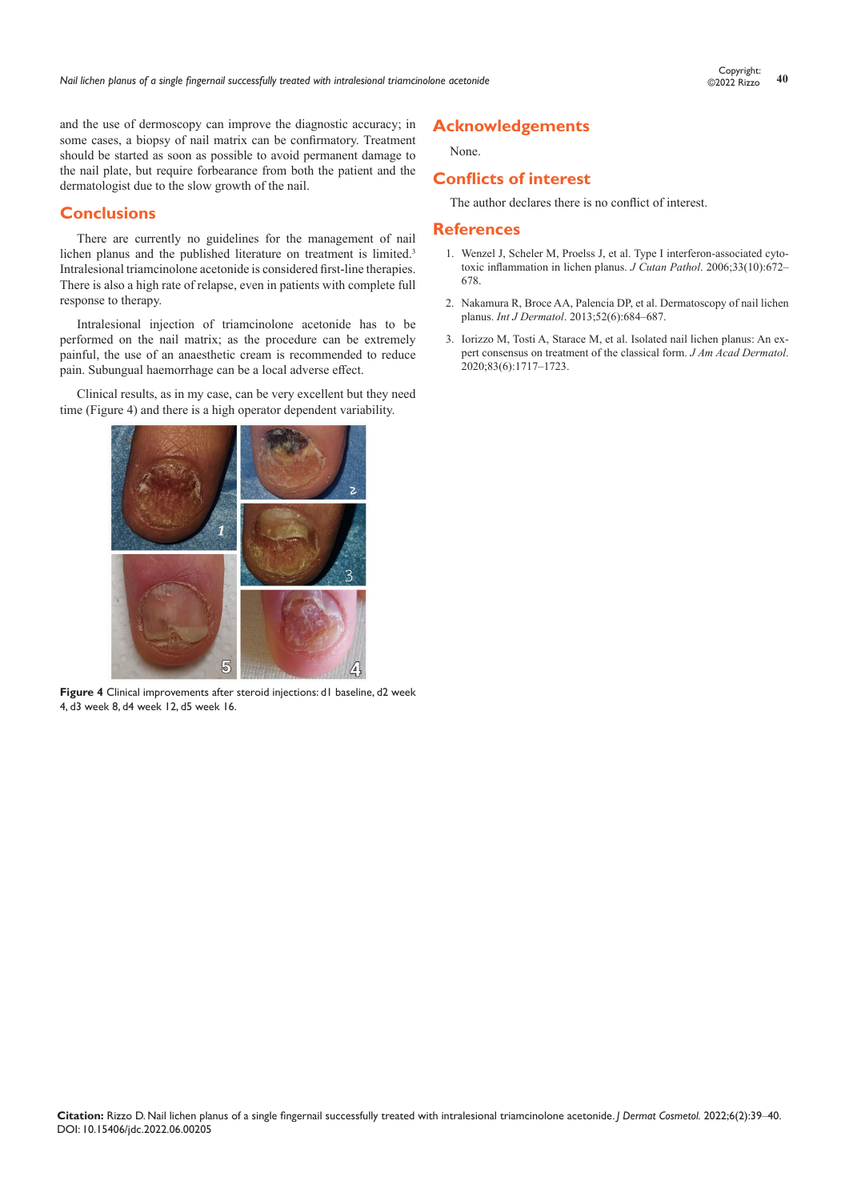and the use of dermoscopy can improve the diagnostic accuracy; in some cases, a biopsy of nail matrix can be confirmatory. Treatment should be started as soon as possible to avoid permanent damage to the nail plate, but require forbearance from both the patient and the dermatologist due to the slow growth of the nail.

## Conclusions

There are currently no guidelines for the management of nail lichen planus and the published literature on treatment is limited.[3] Intralesional triamcinolone acetonide is considered first-line therapies. There is also a high rate of relapse, even in patients with complete full response to therapy.

Intralesional injection of triamcinolone acetonide has to be performed on the nail matrix; as the procedure can be extremely painful, the use of an anaesthetic cream is recommended to reduce pain. Subungual haemorrhage can be a local adverse effect.

Clinical results, as in my case, can be very excellent but they need time (Figure 4) and there is a high operator dependent variability.

**Figure 4** Clinical improvements after steroid injections: d1 baseline, d2 week 4, d3 week 8, d4 week 12, d5 week 16.

## Acknowledgements

None.

## Conflicts of interest

The author declares there is no conflict of interest.

## References

1. Wenzel J, Scheler M, Proelss J, et al. Type I interferon-associated cytotoxic inflammation in lichen planus. *J Cutan Pathol*. 2006;33(10):672–678.
2. Nakamura R, Broce AA, Palencia DP, et al. Dermatoscopy of nail lichen planus. *Int J Dermatol*. 2013;52(6):684–687.
3. Iorizzo M, Tosti A, Starace M, et al. Isolated nail lichen planus: An expert consensus on treatment of the classical form. *J Am Acad Dermatol*. 2020;83(6):1717–1723.